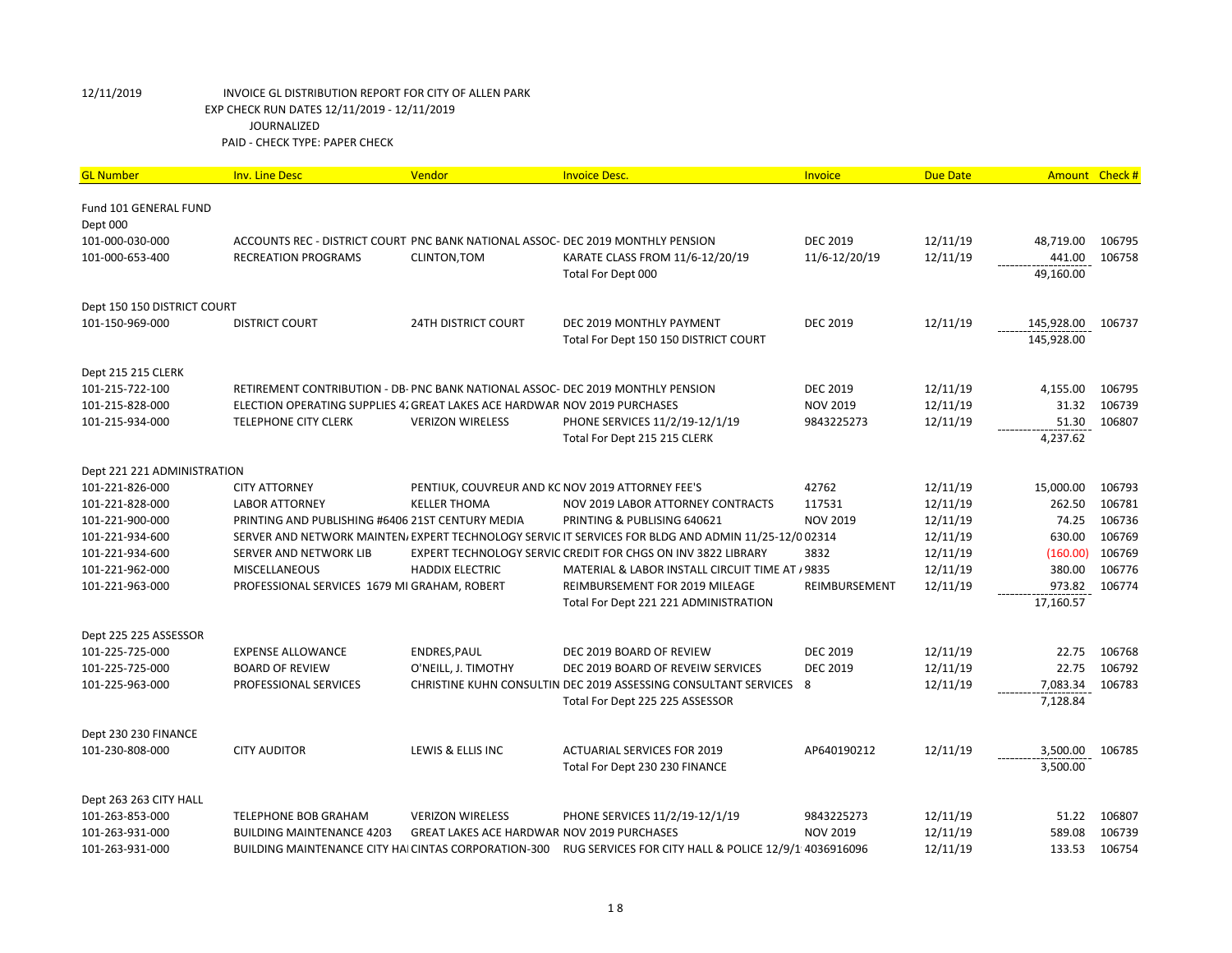12/11/2019 INVOICE GL DISTRIBUTION REPORT FOR CITY OF ALLEN PARK
EXP CHECK RUN DATES 12/11/2019 - 12/11/2019
JOURNALIZED
PAID - CHECK TYPE: PAPER CHECK

| GL Number | Inv. Line Desc | Vendor | Invoice Desc. | Invoice | Due Date | Amount | Check # |
|---|---|---|---|---|---|---|---|
| Fund 101 GENERAL FUND | | | | | | | |
| Dept 000 | | | | | | | |
| 101-000-030-000 | ACCOUNTS REC - DISTRICT COURT | PNC BANK NATIONAL ASSOC- | DEC 2019 MONTHLY PENSION | DEC 2019 | 12/11/19 | 48,719.00 | 106795 |
| 101-000-653-400 | RECREATION PROGRAMS | CLINTON,TOM | KARATE CLASS FROM 11/6-12/20/19 | 11/6-12/20/19 | 12/11/19 | 441.00 | 106758 |
| | | | Total For Dept 000 | | | 49,160.00 | |
| Dept 150 150 DISTRICT COURT | | | | | | | |
| 101-150-969-000 | DISTRICT COURT | 24TH DISTRICT COURT | DEC 2019 MONTHLY PAYMENT | DEC 2019 | 12/11/19 | 145,928.00 | 106737 |
| | | | Total For Dept 150 150 DISTRICT COURT | | | 145,928.00 | |
| Dept 215 215 CLERK | | | | | | | |
| 101-215-722-100 | RETIREMENT CONTRIBUTION - DB- | PNC BANK NATIONAL ASSOC- | DEC 2019 MONTHLY PENSION | DEC 2019 | 12/11/19 | 4,155.00 | 106795 |
| 101-215-828-000 | ELECTION OPERATING SUPPLIES 4: | GREAT LAKES ACE HARDWAR | NOV 2019 PURCHASES | NOV 2019 | 12/11/19 | 31.32 | 106739 |
| 101-215-934-000 | TELEPHONE CITY CLERK | VERIZON WIRELESS | PHONE SERVICES 11/2/19-12/1/19 | 9843225273 | 12/11/19 | 51.30 | 106807 |
| | | | Total For Dept 215 215 CLERK | | | 4,237.62 | |
| Dept 221 221 ADMINISTRATION | | | | | | | |
| 101-221-826-000 | CITY ATTORNEY | PENTIUK, COUVREUR AND KC | NOV 2019 ATTORNEY FEE'S | 42762 | 12/11/19 | 15,000.00 | 106793 |
| 101-221-828-000 | LABOR ATTORNEY | KELLER THOMA | NOV 2019 LABOR ATTORNEY CONTRACTS | 117531 | 12/11/19 | 262.50 | 106781 |
| 101-221-900-000 | PRINTING AND PUBLISHING #6406 | 21ST CENTURY MEDIA | PRINTING & PUBLISING 640621 | NOV 2019 | 12/11/19 | 74.25 | 106736 |
| 101-221-934-600 | SERVER AND NETWORK MAINTEN/ | EXPERT TECHNOLOGY SERVIC | IT SERVICES FOR BLDG AND ADMIN 11/25-12/0 | 02314 | 12/11/19 | 630.00 | 106769 |
| 101-221-934-600 | SERVER AND NETWORK LIB | EXPERT TECHNOLOGY SERVIC | CREDIT FOR CHGS ON INV 3822 LIBRARY | 3832 | 12/11/19 | (160.00) | 106769 |
| 101-221-962-000 | MISCELLANEOUS | HADDIX ELECTRIC | MATERIAL & LABOR INSTALL CIRCUIT TIME AT / | 9835 | 12/11/19 | 380.00 | 106776 |
| 101-221-963-000 | PROFESSIONAL SERVICES 1679 MI | GRAHAM, ROBERT | REIMBURSEMENT FOR 2019 MILEAGE | REIMBURSEMENT | 12/11/19 | 973.82 | 106774 |
| | | | Total For Dept 221 221 ADMINISTRATION | | | 17,160.57 | |
| Dept 225 225 ASSESSOR | | | | | | | |
| 101-225-725-000 | EXPENSE ALLOWANCE | ENDRES,PAUL | DEC 2019 BOARD OF REVIEW | DEC 2019 | 12/11/19 | 22.75 | 106768 |
| 101-225-725-000 | BOARD OF REVIEW | O'NEILL, J. TIMOTHY | DEC 2019 BOARD OF REVEIW SERVICES | DEC 2019 | 12/11/19 | 22.75 | 106792 |
| 101-225-963-000 | PROFESSIONAL SERVICES | CHRISTINE KUHN CONSULTIN | DEC 2019 ASSESSING CONSULTANT SERVICES | 8 | 12/11/19 | 7,083.34 | 106783 |
| | | | Total For Dept 225 225 ASSESSOR | | | 7,128.84 | |
| Dept 230 230 FINANCE | | | | | | | |
| 101-230-808-000 | CITY AUDITOR | LEWIS & ELLIS INC | ACTUARIAL SERVICES FOR 2019 | AP640190212 | 12/11/19 | 3,500.00 | 106785 |
| | | | Total For Dept 230 230 FINANCE | | | 3,500.00 | |
| Dept 263 263 CITY HALL | | | | | | | |
| 101-263-853-000 | TELEPHONE BOB GRAHAM | VERIZON WIRELESS | PHONE SERVICES 11/2/19-12/1/19 | 9843225273 | 12/11/19 | 51.22 | 106807 |
| 101-263-931-000 | BUILDING MAINTENANCE 4203 | GREAT LAKES ACE HARDWAR | NOV 2019 PURCHASES | NOV 2019 | 12/11/19 | 589.08 | 106739 |
| 101-263-931-000 | BUILDING MAINTENANCE CITY HAI | CINTAS CORPORATION-300 | RUG SERVICES FOR CITY HALL & POLICE 12/9/1 | 4036916096 | 12/11/19 | 133.53 | 106754 |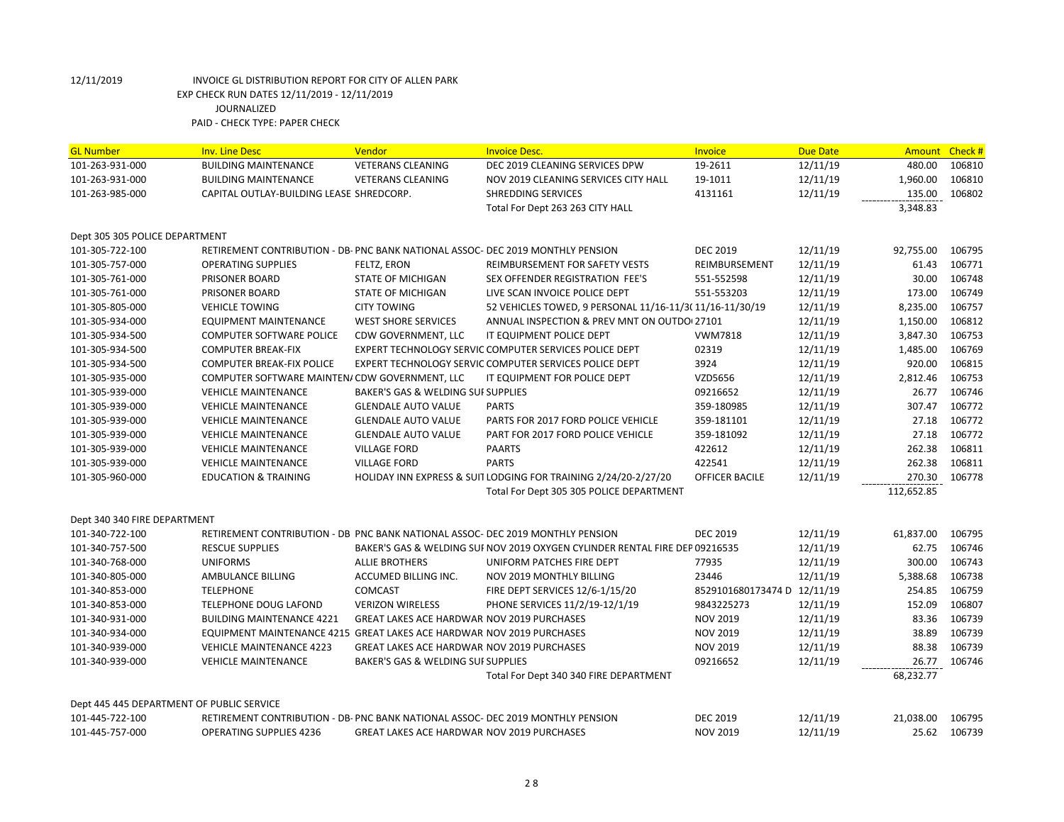12/11/2019 INVOICE GL DISTRIBUTION REPORT FOR CITY OF ALLEN PARK

EXP CHECK RUN DATES 12/11/2019 - 12/11/2019

JOURNALIZED

PAID - CHECK TYPE: PAPER CHECK

| GL Number | Inv. Line Desc | Vendor | Invoice Desc. | Invoice | Due Date | Amount | Check # |
|---|---|---|---|---|---|---|---|
| 101-263-931-000 | BUILDING MAINTENANCE | VETERANS CLEANING | DEC 2019 CLEANING SERVICES DPW | 19-2611 | 12/11/19 | 480.00 | 106810 |
| 101-263-931-000 | BUILDING MAINTENANCE | VETERANS CLEANING | NOV 2019 CLEANING SERVICES CITY HALL | 19-1011 | 12/11/19 | 1,960.00 | 106810 |
| 101-263-985-000 | CAPITAL OUTLAY-BUILDING LEASE | SHREDCORP. | SHREDDING SERVICES | 4131161 | 12/11/19 | 135.00 | 106802 |
| | | | Total For Dept 263 263 CITY HALL | | | 3,348.83 | |
| Dept 305 305 POLICE DEPARTMENT | | | | | | | |
| 101-305-722-100 | RETIREMENT CONTRIBUTION - DB- | PNC BANK NATIONAL ASSOC- | DEC 2019 MONTHLY PENSION | DEC 2019 | 12/11/19 | 92,755.00 | 106795 |
| 101-305-757-000 | OPERATING SUPPLIES | FELTZ, ERON | REIMBURSEMENT FOR SAFETY VESTS | REIMBURSEMENT | 12/11/19 | 61.43 | 106771 |
| 101-305-761-000 | PRISONER BOARD | STATE OF MICHIGAN | SEX OFFENDER REGISTRATION FEE'S | 551-552598 | 12/11/19 | 30.00 | 106748 |
| 101-305-761-000 | PRISONER BOARD | STATE OF MICHIGAN | LIVE SCAN INVOICE POLICE DEPT | 551-553203 | 12/11/19 | 173.00 | 106749 |
| 101-305-805-000 | VEHICLE TOWING | CITY TOWING | 52 VEHICLES TOWED, 9 PERSONAL 11/16-11/3( | 11/16-11/30/19 | 12/11/19 | 8,235.00 | 106757 |
| 101-305-934-000 | EQUIPMENT MAINTENANCE | WEST SHORE SERVICES | ANNUAL INSPECTION & PREV MNT ON OUTDO( | 27101 | 12/11/19 | 1,150.00 | 106812 |
| 101-305-934-500 | COMPUTER SOFTWARE POLICE | CDW GOVERNMENT, LLC | IT EQUIPMENT POLICE DEPT | VWM7818 | 12/11/19 | 3,847.30 | 106753 |
| 101-305-934-500 | COMPUTER BREAK-FIX | EXPERT TECHNOLOGY SERVIC | COMPUTER SERVICES POLICE DEPT | 02319 | 12/11/19 | 1,485.00 | 106769 |
| 101-305-934-500 | COMPUTER BREAK-FIX POLICE | EXPERT TECHNOLOGY SERVIC | COMPUTER SERVICES POLICE DEPT | 3924 | 12/11/19 | 920.00 | 106815 |
| 101-305-935-000 | COMPUTER SOFTWARE MAINTEN/ | CDW GOVERNMENT, LLC | IT EQUIPMENT FOR POLICE DEPT | VZD5656 | 12/11/19 | 2,812.46 | 106753 |
| 101-305-939-000 | VEHICLE MAINTENANCE | BAKER'S GAS & WELDING SUI | SUPPLIES | 09216652 | 12/11/19 | 26.77 | 106746 |
| 101-305-939-000 | VEHICLE MAINTENANCE | GLENDALE AUTO VALUE | PARTS | 359-180985 | 12/11/19 | 307.47 | 106772 |
| 101-305-939-000 | VEHICLE MAINTENANCE | GLENDALE AUTO VALUE | PARTS FOR 2017 FORD POLICE VEHICLE | 359-181101 | 12/11/19 | 27.18 | 106772 |
| 101-305-939-000 | VEHICLE MAINTENANCE | GLENDALE AUTO VALUE | PART FOR 2017 FORD POLICE VEHICLE | 359-181092 | 12/11/19 | 27.18 | 106772 |
| 101-305-939-000 | VEHICLE MAINTENANCE | VILLAGE FORD | PAARTS | 422612 | 12/11/19 | 262.38 | 106811 |
| 101-305-939-000 | VEHICLE MAINTENANCE | VILLAGE FORD | PARTS | 422541 | 12/11/19 | 262.38 | 106811 |
| 101-305-960-000 | EDUCATION & TRAINING | HOLIDAY INN EXPRESS & SUIT | LODGING FOR TRAINING 2/24/20-2/27/20 | OFFICER BACILE | 12/11/19 | 270.30 | 106778 |
| | | | Total For Dept 305 305 POLICE DEPARTMENT | | | 112,652.85 | |
| Dept 340 340 FIRE DEPARTMENT | | | | | | | |
| 101-340-722-100 | RETIREMENT CONTRIBUTION - DB | PNC BANK NATIONAL ASSOC- | DEC 2019 MONTHLY PENSION | DEC 2019 | 12/11/19 | 61,837.00 | 106795 |
| 101-340-757-500 | RESCUE SUPPLIES | BAKER'S GAS & WELDING SUI | NOV 2019 OXYGEN CYLINDER RENTAL FIRE DEP | 09216535 | 12/11/19 | 62.75 | 106746 |
| 101-340-768-000 | UNIFORMS | ALLIE BROTHERS | UNIFORM PATCHES FIRE DEPT | 77935 | 12/11/19 | 300.00 | 106743 |
| 101-340-805-000 | AMBULANCE BILLING | ACCUMED BILLING INC. | NOV 2019 MONTHLY BILLING | 23446 | 12/11/19 | 5,388.68 | 106738 |
| 101-340-853-000 | TELEPHONE | COMCAST | FIRE DEPT SERVICES 12/6-1/15/20 | 8529101680173474 D | 12/11/19 | 254.85 | 106759 |
| 101-340-853-000 | TELEPHONE DOUG LAFOND | VERIZON WIRELESS | PHONE SERVICES 11/2/19-12/1/19 | 9843225273 | 12/11/19 | 152.09 | 106807 |
| 101-340-931-000 | BUILDING MAINTENANCE 4221 | GREAT LAKES ACE HARDWAR | NOV 2019 PURCHASES | NOV 2019 | 12/11/19 | 83.36 | 106739 |
| 101-340-934-000 | EQUIPMENT MAINTENANCE 4215 | GREAT LAKES ACE HARDWAR | NOV 2019 PURCHASES | NOV 2019 | 12/11/19 | 38.89 | 106739 |
| 101-340-939-000 | VEHICLE MAINTENANCE 4223 | GREAT LAKES ACE HARDWAR | NOV 2019 PURCHASES | NOV 2019 | 12/11/19 | 88.38 | 106739 |
| 101-340-939-000 | VEHICLE MAINTENANCE | BAKER'S GAS & WELDING SUI | SUPPLIES | 09216652 | 12/11/19 | 26.77 | 106746 |
| | | | Total For Dept 340 340 FIRE DEPARTMENT | | | 68,232.77 | |
| Dept 445 445 DEPARTMENT OF PUBLIC SERVICE | | | | | | | |
| 101-445-722-100 | RETIREMENT CONTRIBUTION - DB- | PNC BANK NATIONAL ASSOC- | DEC 2019 MONTHLY PENSION | DEC 2019 | 12/11/19 | 21,038.00 | 106795 |
| 101-445-757-000 | OPERATING SUPPLIES 4236 | GREAT LAKES ACE HARDWAR | NOV 2019 PURCHASES | NOV 2019 | 12/11/19 | 25.62 | 106739 |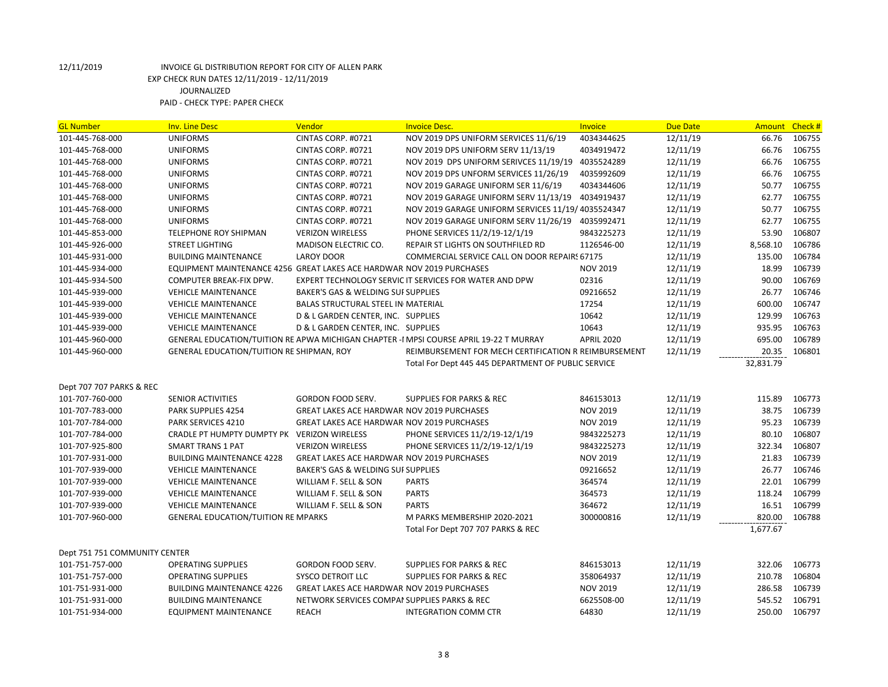12/11/2019 INVOICE GL DISTRIBUTION REPORT FOR CITY OF ALLEN PARK
EXP CHECK RUN DATES 12/11/2019 - 12/11/2019
JOURNALIZED
PAID - CHECK TYPE: PAPER CHECK

| GL Number | Inv. Line Desc | Vendor | Invoice Desc. | Invoice | Due Date | Amount | Check # |
|---|---|---|---|---|---|---|---|
| 101-445-768-000 | UNIFORMS | CINTAS CORP. #0721 | NOV 2019 DPS UNIFORM SERVICES 11/6/19 | 4034344625 | 12/11/19 | 66.76 | 106755 |
| 101-445-768-000 | UNIFORMS | CINTAS CORP. #0721 | NOV 2019 DPS UNIFORM SERV 11/13/19 | 4034919472 | 12/11/19 | 66.76 | 106755 |
| 101-445-768-000 | UNIFORMS | CINTAS CORP. #0721 | NOV 2019 DPS UNIFORM SERIVCES 11/19/19 | 4035524289 | 12/11/19 | 66.76 | 106755 |
| 101-445-768-000 | UNIFORMS | CINTAS CORP. #0721 | NOV 2019 DPS UNFORM SERVICES 11/26/19 | 4035992609 | 12/11/19 | 66.76 | 106755 |
| 101-445-768-000 | UNIFORMS | CINTAS CORP. #0721 | NOV 2019 GARAGE UNIFORM SER 11/6/19 | 4034344606 | 12/11/19 | 50.77 | 106755 |
| 101-445-768-000 | UNIFORMS | CINTAS CORP. #0721 | NOV 2019 GARAGE UNIFORM SERV 11/13/19 | 4034919437 | 12/11/19 | 62.77 | 106755 |
| 101-445-768-000 | UNIFORMS | CINTAS CORP. #0721 | NOV 2019 GARAGE UNIFORM SERVICES 11/19/ | 4035524347 | 12/11/19 | 50.77 | 106755 |
| 101-445-768-000 | UNIFORMS | CINTAS CORP. #0721 | NOV 2019 GARAGE UNIFORM SERV 11/26/19 | 4035992471 | 12/11/19 | 62.77 | 106755 |
| 101-445-853-000 | TELEPHONE ROY SHIPMAN | VERIZON WIRELESS | PHONE SERVICES 11/2/19-12/1/19 | 9843225273 | 12/11/19 | 53.90 | 106807 |
| 101-445-926-000 | STREET LIGHTING | MADISON ELECTRIC CO. | REPAIR ST LIGHTS ON SOUTHFILED RD | 1126546-00 | 12/11/19 | 8,568.10 | 106786 |
| 101-445-931-000 | BUILDING MAINTENANCE | LAROY DOOR | COMMERCIAL SERVICE CALL ON DOOR REPAIRS | 67175 | 12/11/19 | 135.00 | 106784 |
| 101-445-934-000 | EQUIPMENT MAINTENANCE 4256 | GREAT LAKES ACE HARDWAR | NOV 2019 PURCHASES | NOV 2019 | 12/11/19 | 18.99 | 106739 |
| 101-445-934-500 | COMPUTER BREAK-FIX DPW. | EXPERT TECHNOLOGY SERVIC | IT SERVICES FOR WATER AND DPW | 02316 | 12/11/19 | 90.00 | 106769 |
| 101-445-939-000 | VEHICLE MAINTENANCE | BAKER'S GAS & WELDING SUI | SUPPLIES | 09216652 | 12/11/19 | 26.77 | 106746 |
| 101-445-939-000 | VEHICLE MAINTENANCE | BALAS STRUCTURAL STEEL IN | MATERIAL | 17254 | 12/11/19 | 600.00 | 106747 |
| 101-445-939-000 | VEHICLE MAINTENANCE | D & L GARDEN CENTER, INC. | SUPPLIES | 10642 | 12/11/19 | 129.99 | 106763 |
| 101-445-939-000 | VEHICLE MAINTENANCE | D & L GARDEN CENTER, INC. | SUPPLIES | 10643 | 12/11/19 | 935.95 | 106763 |
| 101-445-960-000 | GENERAL EDUCATION/TUITION RE | APWA MICHIGAN CHAPTER -I | MPSI COURSE APRIL 19-22 T MURRAY | APRIL 2020 | 12/11/19 | 695.00 | 106789 |
| 101-445-960-000 | GENERAL EDUCATION/TUITION RE | SHIPMAN, ROY | REIMBURSEMENT FOR MECH CERTIFICATION R | REIMBURSEMENT | 12/11/19 | 20.35 | 106801 |
| | | | Total For Dept 445 445 DEPARTMENT OF PUBLIC SERVICE | | | 32,831.79 | |
| Dept 707 707 PARKS & REC | | | | | | | |
| 101-707-760-000 | SENIOR ACTIVITIES | GORDON FOOD SERV. | SUPPLIES FOR PARKS & REC | 846153013 | 12/11/19 | 115.89 | 106773 |
| 101-707-783-000 | PARK SUPPLIES 4254 | GREAT LAKES ACE HARDWAR | NOV 2019 PURCHASES | NOV 2019 | 12/11/19 | 38.75 | 106739 |
| 101-707-784-000 | PARK SERVICES 4210 | GREAT LAKES ACE HARDWAR | NOV 2019 PURCHASES | NOV 2019 | 12/11/19 | 95.23 | 106739 |
| 101-707-784-000 | CRADLE PT HUMPTY DUMPTY PK | VERIZON WIRELESS | PHONE SERVICES 11/2/19-12/1/19 | 9843225273 | 12/11/19 | 80.10 | 106807 |
| 101-707-925-800 | SMART TRANS 1 PAT | VERIZON WIRELESS | PHONE SERVICES 11/2/19-12/1/19 | 9843225273 | 12/11/19 | 322.34 | 106807 |
| 101-707-931-000 | BUILDING MAINTENANCE 4228 | GREAT LAKES ACE HARDWAR | NOV 2019 PURCHASES | NOV 2019 | 12/11/19 | 21.83 | 106739 |
| 101-707-939-000 | VEHICLE MAINTENANCE | BAKER'S GAS & WELDING SUI | SUPPLIES | 09216652 | 12/11/19 | 26.77 | 106746 |
| 101-707-939-000 | VEHICLE MAINTENANCE | WILLIAM F. SELL & SON | PARTS | 364574 | 12/11/19 | 22.01 | 106799 |
| 101-707-939-000 | VEHICLE MAINTENANCE | WILLIAM F. SELL & SON | PARTS | 364573 | 12/11/19 | 118.24 | 106799 |
| 101-707-939-000 | VEHICLE MAINTENANCE | WILLIAM F. SELL & SON | PARTS | 364672 | 12/11/19 | 16.51 | 106799 |
| 101-707-960-000 | GENERAL EDUCATION/TUITION RE | MPARKS | M PARKS MEMBERSHIP 2020-2021 | 300000816 | 12/11/19 | 820.00 | 106788 |
| | | | Total For Dept 707 707 PARKS & REC | | | 1,677.67 | |
| Dept 751 751 COMMUNITY CENTER | | | | | | | |
| 101-751-757-000 | OPERATING SUPPLIES | GORDON FOOD SERV. | SUPPLIES FOR PARKS & REC | 846153013 | 12/11/19 | 322.06 | 106773 |
| 101-751-757-000 | OPERATING SUPPLIES | SYSCO DETROIT LLC | SUPPLIES FOR PARKS & REC | 358064937 | 12/11/19 | 210.78 | 106804 |
| 101-751-931-000 | BUILDING MAINTENANCE 4226 | GREAT LAKES ACE HARDWAR | NOV 2019 PURCHASES | NOV 2019 | 12/11/19 | 286.58 | 106739 |
| 101-751-931-000 | BUILDING MAINTENANCE | NETWORK SERVICES COMPAI | SUPPLIES PARKS & REC | 6625508-00 | 12/11/19 | 545.52 | 106791 |
| 101-751-934-000 | EQUIPMENT MAINTENANCE | REACH | INTEGRATION COMM CTR | 64830 | 12/11/19 | 250.00 | 106797 |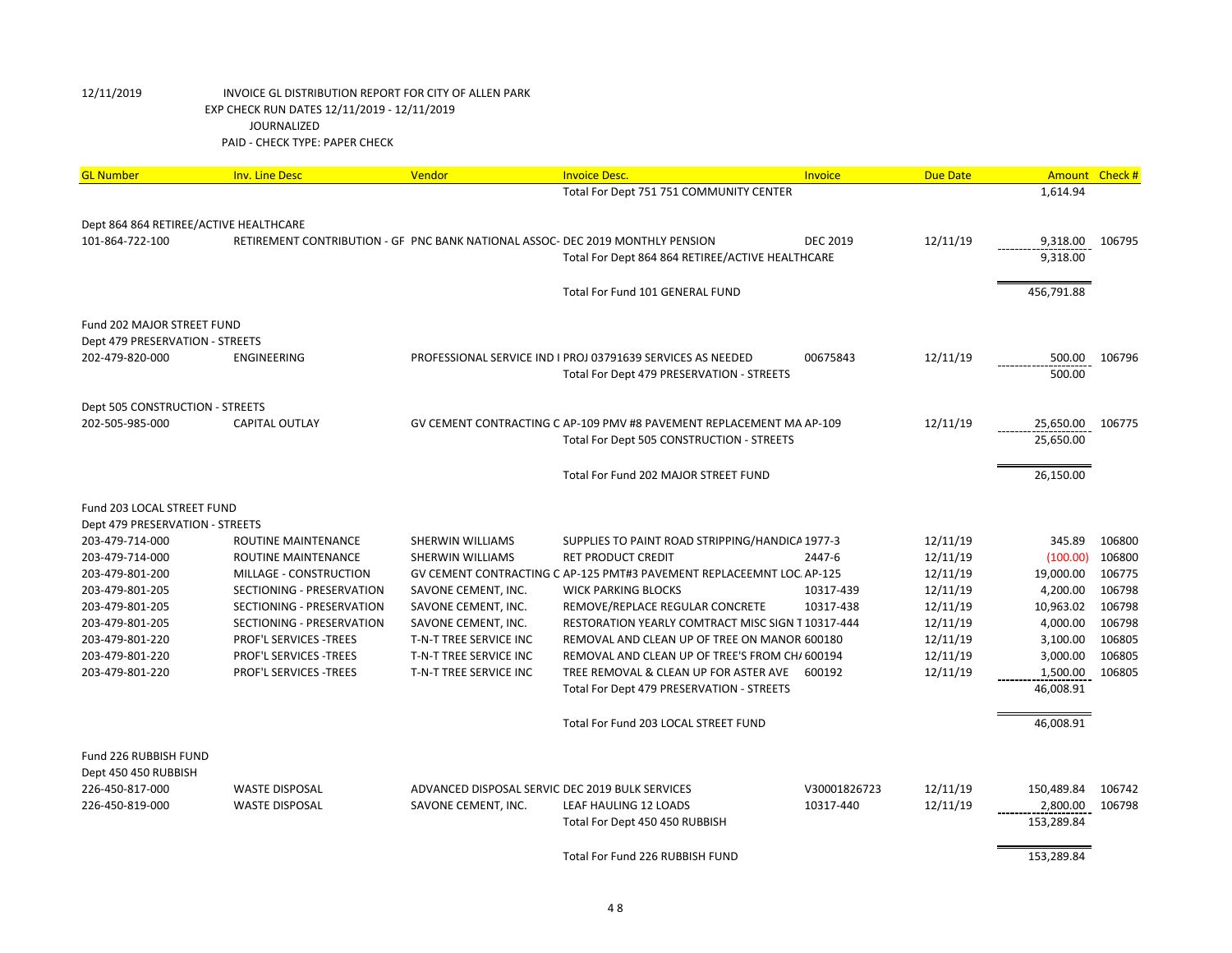12/11/2019 INVOICE GL DISTRIBUTION REPORT FOR CITY OF ALLEN PARK
EXP CHECK RUN DATES 12/11/2019 - 12/11/2019
JOURNALIZED
PAID - CHECK TYPE: PAPER CHECK

| GL Number | Inv. Line Desc | Vendor | Invoice Desc. | Invoice | Due Date | Amount | Check # |
|---|---|---|---|---|---|---|---|
| | | | Total For Dept 751 751 COMMUNITY CENTER | | | 1,614.94 | |
| Dept 864 864 RETIREE/ACTIVE HEALTHCARE | | | | | | | |
| 101-864-722-100 | RETIREMENT CONTRIBUTION - GF | PNC BANK NATIONAL ASSOC- | DEC 2019 MONTHLY PENSION | DEC 2019 | 12/11/19 | 9,318.00 | 106795 |
| | | | Total For Dept 864 864 RETIREE/ACTIVE HEALTHCARE | | | 9,318.00 | |
| | | | Total For Fund 101 GENERAL FUND | | | 456,791.88 | |
| Fund 202 MAJOR STREET FUND | | | | | | | |
| Dept 479 PRESERVATION - STREETS | | | | | | | |
| 202-479-820-000 | ENGINEERING | PROFESSIONAL SERVICE IND I | PROJ 03791639 SERVICES AS NEEDED | 00675843 | 12/11/19 | 500.00 | 106796 |
| | | | Total For Dept 479 PRESERVATION - STREETS | | | 500.00 | |
| Dept 505 CONSTRUCTION - STREETS | | | | | | | |
| 202-505-985-000 | CAPITAL OUTLAY | GV CEMENT CONTRACTING C | AP-109 PMV #8 PAVEMENT REPLACEMENT MA | AP-109 | 12/11/19 | 25,650.00 | 106775 |
| | | | Total For Dept 505 CONSTRUCTION - STREETS | | | 25,650.00 | |
| | | | Total For Fund 202 MAJOR STREET FUND | | | 26,150.00 | |
| Fund 203 LOCAL STREET FUND | | | | | | | |
| Dept 479 PRESERVATION - STREETS | | | | | | | |
| 203-479-714-000 | ROUTINE MAINTENANCE | SHERWIN WILLIAMS | SUPPLIES TO PAINT ROAD STRIPPING/HANDICA | 1977-3 | 12/11/19 | 345.89 | 106800 |
| 203-479-714-000 | ROUTINE MAINTENANCE | SHERWIN WILLIAMS | RET PRODUCT CREDIT | 2447-6 | 12/11/19 | (100.00) | 106800 |
| 203-479-801-200 | MILLAGE - CONSTRUCTION | GV CEMENT CONTRACTING C | AP-125 PMT#3 PAVEMENT REPLACEEMNT LOC. | AP-125 | 12/11/19 | 19,000.00 | 106775 |
| 203-479-801-205 | SECTIONING - PRESERVATION | SAVONE CEMENT, INC. | WICK PARKING BLOCKS | 10317-439 | 12/11/19 | 4,200.00 | 106798 |
| 203-479-801-205 | SECTIONING - PRESERVATION | SAVONE CEMENT, INC. | REMOVE/REPLACE REGULAR CONCRETE | 10317-438 | 12/11/19 | 10,963.02 | 106798 |
| 203-479-801-205 | SECTIONING - PRESERVATION | SAVONE CEMENT, INC. | RESTORATION YEARLY COMTRACT MISC SIGN T | 10317-444 | 12/11/19 | 4,000.00 | 106798 |
| 203-479-801-220 | PROF'L SERVICES -TREES | T-N-T TREE SERVICE INC | REMOVAL AND CLEAN UP OF TREE ON MANOR | 600180 | 12/11/19 | 3,100.00 | 106805 |
| 203-479-801-220 | PROF'L SERVICES -TREES | T-N-T TREE SERVICE INC | REMOVAL AND CLEAN UP OF TREE'S FROM CH/ | 600194 | 12/11/19 | 3,000.00 | 106805 |
| 203-479-801-220 | PROF'L SERVICES -TREES | T-N-T TREE SERVICE INC | TREE REMOVAL & CLEAN UP FOR ASTER AVE | 600192 | 12/11/19 | 1,500.00 | 106805 |
| | | | Total For Dept 479 PRESERVATION - STREETS | | | 46,008.91 | |
| | | | Total For Fund 203 LOCAL STREET FUND | | | 46,008.91 | |
| Fund 226 RUBBISH FUND | | | | | | | |
| Dept 450 450 RUBBISH | | | | | | | |
| 226-450-817-000 | WASTE DISPOSAL | ADVANCED DISPOSAL SERVIC | DEC 2019 BULK SERVICES | V30001826723 | 12/11/19 | 150,489.84 | 106742 |
| 226-450-819-000 | WASTE DISPOSAL | SAVONE CEMENT, INC. | LEAF HAULING 12 LOADS | 10317-440 | 12/11/19 | 2,800.00 | 106798 |
| | | | Total For Dept 450 450 RUBBISH | | | 153,289.84 | |
| | | | Total For Fund 226 RUBBISH FUND | | | 153,289.84 | |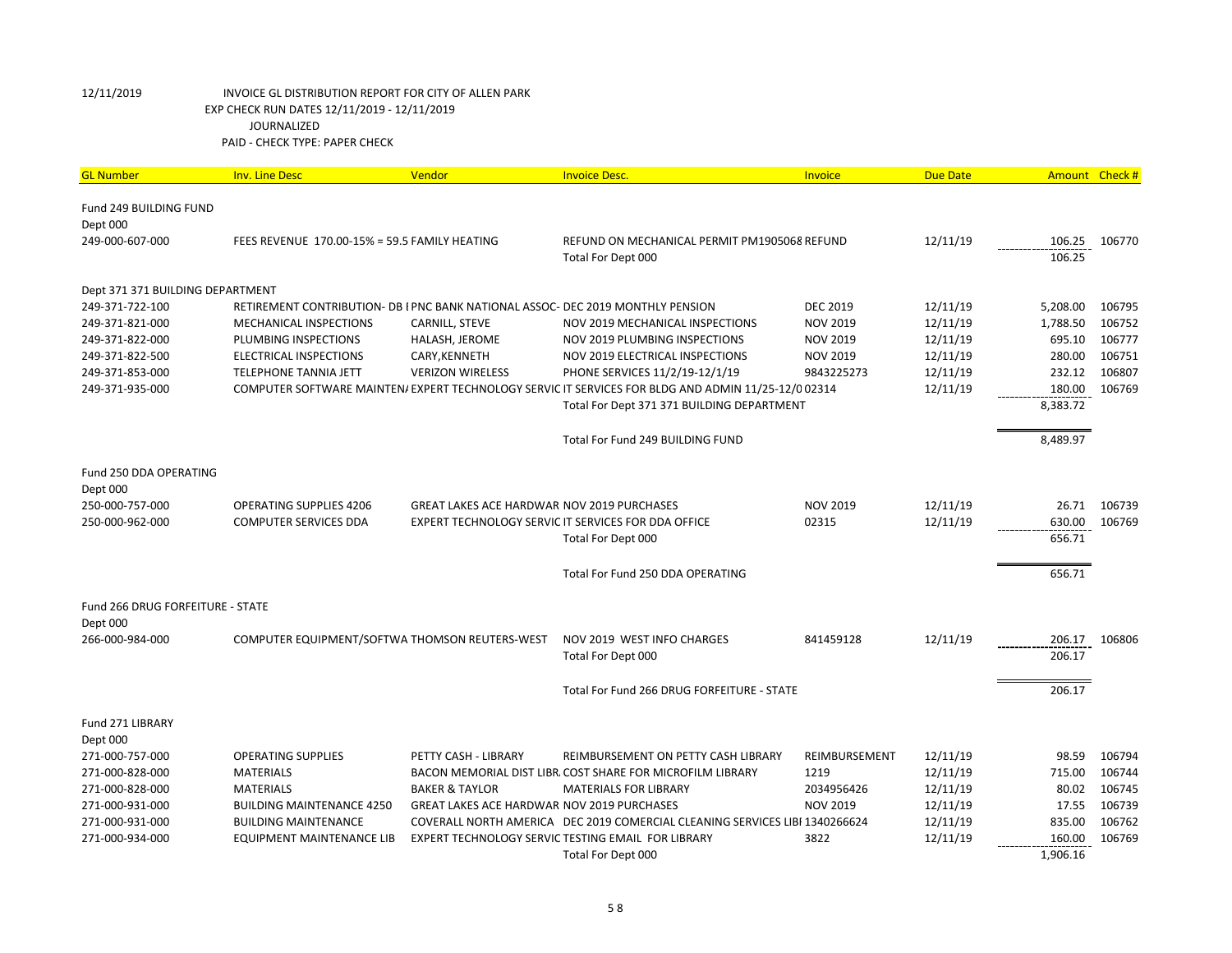12/11/2019 INVOICE GL DISTRIBUTION REPORT FOR CITY OF ALLEN PARK
EXP CHECK RUN DATES 12/11/2019 - 12/11/2019
JOURNALIZED
PAID - CHECK TYPE: PAPER CHECK

| GL Number | Inv. Line Desc | Vendor | Invoice Desc. | Invoice | Due Date | Amount | Check # |
|---|---|---|---|---|---|---|---|
| Fund 249 BUILDING FUND | | | | | | | |
| Dept 000 | | | | | | | |
| 249-000-607-000 | FEES REVENUE 170.00-15% = 59.5 FAMILY HEATING | | REFUND ON MECHANICAL PERMIT PM1905068 REFUND | | 12/11/19 | 106.25 | 106770 |
| | | | Total For Dept 000 | | | 106.25 | |
| Dept 371 371 BUILDING DEPARTMENT | | | | | | | |
| 249-371-722-100 | RETIREMENT CONTRIBUTION- DB I PNC BANK NATIONAL ASSOC- DEC 2019 MONTHLY PENSION | | | DEC 2019 | 12/11/19 | 5,208.00 | 106795 |
| 249-371-821-000 | MECHANICAL INSPECTIONS | CARNILL, STEVE | NOV 2019 MECHANICAL INSPECTIONS | NOV 2019 | 12/11/19 | 1,788.50 | 106752 |
| 249-371-822-000 | PLUMBING INSPECTIONS | HALASH, JEROME | NOV 2019 PLUMBING INSPECTIONS | NOV 2019 | 12/11/19 | 695.10 | 106777 |
| 249-371-822-500 | ELECTRICAL INSPECTIONS | CARY,KENNETH | NOV 2019 ELECTRICAL INSPECTIONS | NOV 2019 | 12/11/19 | 280.00 | 106751 |
| 249-371-853-000 | TELEPHONE TANNIA JETT | VERIZON WIRELESS | PHONE SERVICES 11/2/19-12/1/19 | 9843225273 | 12/11/19 | 232.12 | 106807 |
| 249-371-935-000 | COMPUTER SOFTWARE MAINTEN/ EXPERT TECHNOLOGY SERVIC IT SERVICES FOR BLDG AND ADMIN 11/25-12/0 02314 | | | | 12/11/19 | 180.00 | 106769 |
| | | | Total For Dept 371 371 BUILDING DEPARTMENT | | | 8,383.72 | |
| | | | Total For Fund 249 BUILDING FUND | | | 8,489.97 | |
| Fund 250 DDA OPERATING | | | | | | | |
| Dept 000 | | | | | | | |
| 250-000-757-000 | OPERATING SUPPLIES 4206 | GREAT LAKES ACE HARDWAR | NOV 2019 PURCHASES | NOV 2019 | 12/11/19 | 26.71 | 106739 |
| 250-000-962-000 | COMPUTER SERVICES DDA | EXPERT TECHNOLOGY SERVIC | IT SERVICES FOR DDA OFFICE | 02315 | 12/11/19 | 630.00 | 106769 |
| | | | Total For Dept 000 | | | 656.71 | |
| | | | Total For Fund 250 DDA OPERATING | | | 656.71 | |
| Fund 266 DRUG FORFEITURE - STATE | | | | | | | |
| Dept 000 | | | | | | | |
| 266-000-984-000 | COMPUTER EQUIPMENT/SOFTWA | THOMSON REUTERS-WEST | NOV 2019 WEST INFO CHARGES | 841459128 | 12/11/19 | 206.17 | 106806 |
| | | | Total For Dept 000 | | | 206.17 | |
| | | | Total For Fund 266 DRUG FORFEITURE - STATE | | | 206.17 | |
| Fund 271 LIBRARY | | | | | | | |
| Dept 000 | | | | | | | |
| 271-000-757-000 | OPERATING SUPPLIES | PETTY CASH - LIBRARY | REIMBURSEMENT ON PETTY CASH LIBRARY | REIMBURSEMENT | 12/11/19 | 98.59 | 106794 |
| 271-000-828-000 | MATERIALS | BACON MEMORIAL DIST LIBR. | COST SHARE FOR MICROFILM LIBRARY | 1219 | 12/11/19 | 715.00 | 106744 |
| 271-000-828-000 | MATERIALS | BAKER & TAYLOR | MATERIALS FOR LIBRARY | 2034956426 | 12/11/19 | 80.02 | 106745 |
| 271-000-931-000 | BUILDING MAINTENANCE 4250 | GREAT LAKES ACE HARDWAR | NOV 2019 PURCHASES | NOV 2019 | 12/11/19 | 17.55 | 106739 |
| 271-000-931-000 | BUILDING MAINTENANCE | COVERALL NORTH AMERICA | DEC 2019 COMERCIAL CLEANING SERVICES LIBI 1340266624 | | 12/11/19 | 835.00 | 106762 |
| 271-000-934-000 | EQUIPMENT MAINTENANCE LIB | EXPERT TECHNOLOGY SERVIC | TESTING EMAIL FOR LIBRARY | 3822 | 12/11/19 | 160.00 | 106769 |
| | | | Total For Dept 000 | | | 1,906.16 | |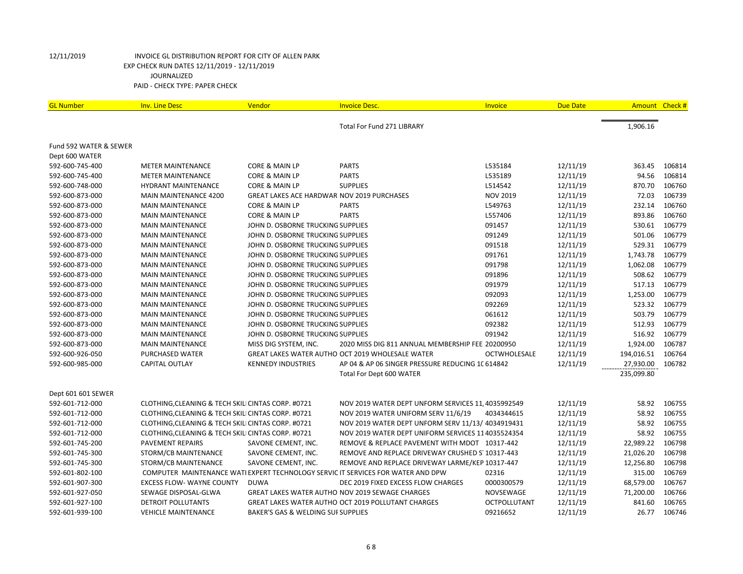12/11/2019 INVOICE GL DISTRIBUTION REPORT FOR CITY OF ALLEN PARK
EXP CHECK RUN DATES 12/11/2019 - 12/11/2019
JOURNALIZED
PAID - CHECK TYPE: PAPER CHECK

| GL Number | Inv. Line Desc | Vendor | Invoice Desc. | Invoice | Due Date | Amount | Check # |
|---|---|---|---|---|---|---|---|
| | | | Total For Fund 271 LIBRARY | | | 1,906.16 | |
| Fund 592 WATER & SEWER | | | | | | | |
| Dept 600 WATER | | | | | | | |
| 592-600-745-400 | METER MAINTENANCE | CORE & MAIN LP | PARTS | L535184 | 12/11/19 | 363.45 | 106814 |
| 592-600-745-400 | METER MAINTENANCE | CORE & MAIN LP | PARTS | L535189 | 12/11/19 | 94.56 | 106814 |
| 592-600-748-000 | HYDRANT MAINTENANCE | CORE & MAIN LP | SUPPLIES | L514542 | 12/11/19 | 870.70 | 106760 |
| 592-600-873-000 | MAIN MAINTENANCE 4200 | GREAT LAKES ACE HARDWAR | NOV 2019 PURCHASES | NOV 2019 | 12/11/19 | 72.03 | 106739 |
| 592-600-873-000 | MAIN MAINTENANCE | CORE & MAIN LP | PARTS | L549763 | 12/11/19 | 232.14 | 106760 |
| 592-600-873-000 | MAIN MAINTENANCE | CORE & MAIN LP | PARTS | L557406 | 12/11/19 | 893.86 | 106760 |
| 592-600-873-000 | MAIN MAINTENANCE | JOHN D. OSBORNE TRUCKING | SUPPLIES | 091457 | 12/11/19 | 530.61 | 106779 |
| 592-600-873-000 | MAIN MAINTENANCE | JOHN D. OSBORNE TRUCKING | SUPPLIES | 091249 | 12/11/19 | 501.06 | 106779 |
| 592-600-873-000 | MAIN MAINTENANCE | JOHN D. OSBORNE TRUCKING | SUPPLIES | 091518 | 12/11/19 | 529.31 | 106779 |
| 592-600-873-000 | MAIN MAINTENANCE | JOHN D. OSBORNE TRUCKING | SUPPLIES | 091761 | 12/11/19 | 1,743.78 | 106779 |
| 592-600-873-000 | MAIN MAINTENANCE | JOHN D. OSBORNE TRUCKING | SUPPLIES | 091798 | 12/11/19 | 1,062.08 | 106779 |
| 592-600-873-000 | MAIN MAINTENANCE | JOHN D. OSBORNE TRUCKING | SUPPLIES | 091896 | 12/11/19 | 508.62 | 106779 |
| 592-600-873-000 | MAIN MAINTENANCE | JOHN D. OSBORNE TRUCKING | SUPPLIES | 091979 | 12/11/19 | 517.13 | 106779 |
| 592-600-873-000 | MAIN MAINTENANCE | JOHN D. OSBORNE TRUCKING | SUPPLIES | 092093 | 12/11/19 | 1,253.00 | 106779 |
| 592-600-873-000 | MAIN MAINTENANCE | JOHN D. OSBORNE TRUCKING | SUPPLIES | 092269 | 12/11/19 | 523.32 | 106779 |
| 592-600-873-000 | MAIN MAINTENANCE | JOHN D. OSBORNE TRUCKING | SUPPLIES | 061612 | 12/11/19 | 503.79 | 106779 |
| 592-600-873-000 | MAIN MAINTENANCE | JOHN D. OSBORNE TRUCKING | SUPPLIES | 092382 | 12/11/19 | 512.93 | 106779 |
| 592-600-873-000 | MAIN MAINTENANCE | JOHN D. OSBORNE TRUCKING | SUPPLIES | 091942 | 12/11/19 | 516.92 | 106779 |
| 592-600-873-000 | MAIN MAINTENANCE | MISS DIG SYSTEM, INC. | 2020 MISS DIG 811 ANNUAL MEMBERSHIP FEE | 20200950 | 12/11/19 | 1,924.00 | 106787 |
| 592-600-926-050 | PURCHASED WATER | GREAT LAKES WATER AUTHO | OCT 2019 WHOLESALE WATER | OCTWHOLESALE | 12/11/19 | 194,016.51 | 106764 |
| 592-600-985-000 | CAPITAL OUTLAY | KENNEDY INDUSTRIES | AP 04 & AP 06 SINGER PRESSURE REDUCING 10 | 614842 | 12/11/19 | 27,930.00 | 106782 |
| | | | Total For Dept 600 WATER | | | 235,099.80 | |
| Dept 601 601 SEWER | | | | | | | |
| 592-601-712-000 | CLOTHING,CLEANING & TECH SKILL | CINTAS CORP. #0721 | NOV 2019 WATER DEPT UNFORM SERVICES 11, | 4035992549 | 12/11/19 | 58.92 | 106755 |
| 592-601-712-000 | CLOTHING,CLEANING & TECH SKILL | CINTAS CORP. #0721 | NOV 2019 WATER UNIFORM SERV 11/6/19 | 4034344615 | 12/11/19 | 58.92 | 106755 |
| 592-601-712-000 | CLOTHING,CLEANING & TECH SKILL | CINTAS CORP. #0721 | NOV 2019 WATER DEPT UNFORM SERV 11/13/ | 4034919431 | 12/11/19 | 58.92 | 106755 |
| 592-601-712-000 | CLOTHING,CLEANING & TECH SKILL | CINTAS CORP. #0721 | NOV 2019 WATER DEPT UNIFORM SERVICES 11 | 4035524354 | 12/11/19 | 58.92 | 106755 |
| 592-601-745-200 | PAVEMENT REPAIRS | SAVONE CEMENT, INC. | REMOVE & REPLACE PAVEMENT WITH MDOT | 10317-442 | 12/11/19 | 22,989.22 | 106798 |
| 592-601-745-300 | STORM/CB MAINTENANCE | SAVONE CEMENT, INC. | REMOVE AND REPLACE DRIVEWAY CRUSHED S | 10317-443 | 12/11/19 | 21,026.20 | 106798 |
| 592-601-745-300 | STORM/CB MAINTENANCE | SAVONE CEMENT, INC. | REMOVE AND REPLACE DRIVEWAY LARME/KEP | 10317-447 | 12/11/19 | 12,256.80 | 106798 |
| 592-601-802-100 | COMPUTER MAINTENANCE WATI | EXPERT TECHNOLOGY SERVIC | IT SERVICES FOR WATER AND DPW | 02316 | 12/11/19 | 315.00 | 106769 |
| 592-601-907-300 | EXCESS FLOW- WAYNE COUNTY | DUWA | DEC 2019 FIXED EXCESS FLOW CHARGES | 0000300579 | 12/11/19 | 68,579.00 | 106767 |
| 592-601-927-050 | SEWAGE DISPOSAL-GLWA | GREAT LAKES WATER AUTHO | NOV 2019 SEWAGE CHARGES | NOVSEWAGE | 12/11/19 | 71,200.00 | 106766 |
| 592-601-927-100 | DETROIT POLLUTANTS | GREAT LAKES WATER AUTHO | OCT 2019 POLLUTANT CHARGES | OCTPOLLUTANT | 12/11/19 | 841.60 | 106765 |
| 592-601-939-100 | VEHICLE MAINTENANCE | BAKER'S GAS & WELDING SUI | SUPPLIES | 09216652 | 12/11/19 | 26.77 | 106746 |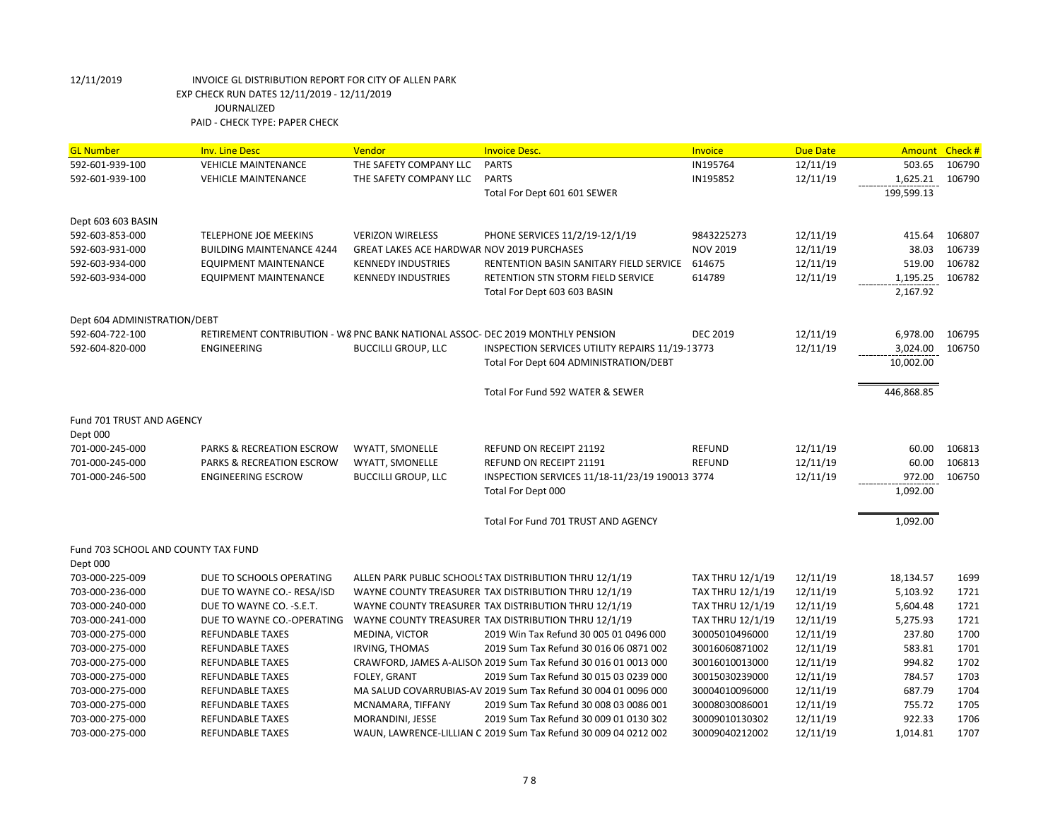12/11/2019 INVOICE GL DISTRIBUTION REPORT FOR CITY OF ALLEN PARK
EXP CHECK RUN DATES 12/11/2019 - 12/11/2019
JOURNALIZED
PAID - CHECK TYPE: PAPER CHECK

| GL Number | Inv. Line Desc | Vendor | Invoice Desc. | Invoice | Due Date | Amount | Check # |
|---|---|---|---|---|---|---|---|
| 592-601-939-100 | VEHICLE MAINTENANCE | THE SAFETY COMPANY LLC | PARTS | IN195764 | 12/11/19 | 503.65 | 106790 |
| 592-601-939-100 | VEHICLE MAINTENANCE | THE SAFETY COMPANY LLC | PARTS | IN195852 | 12/11/19 | 1,625.21 | 106790 |
| | | | Total For Dept 601 601 SEWER | | | 199,599.13 | |
| Dept 603 603 BASIN | | | | | | | |
| 592-603-853-000 | TELEPHONE JOE MEEKINS | VERIZON WIRELESS | PHONE SERVICES 11/2/19-12/1/19 | 9843225273 | 12/11/19 | 415.64 | 106807 |
| 592-603-931-000 | BUILDING MAINTENANCE 4244 | GREAT LAKES ACE HARDWAR | NOV 2019 PURCHASES | NOV 2019 | 12/11/19 | 38.03 | 106739 |
| 592-603-934-000 | EQUIPMENT MAINTENANCE | KENNEDY INDUSTRIES | RENTENTION BASIN SANITARY FIELD SERVICE | 614675 | 12/11/19 | 519.00 | 106782 |
| 592-603-934-000 | EQUIPMENT MAINTENANCE | KENNEDY INDUSTRIES | RETENTION STN STORM FIELD SERVICE | 614789 | 12/11/19 | 1,195.25 | 106782 |
| | | | Total For Dept 603 603 BASIN | | | 2,167.92 | |
| Dept 604 ADMINISTRATION/DEBT | | | | | | | |
| 592-604-722-100 | RETIREMENT CONTRIBUTION - W8 | PNC BANK NATIONAL ASSOC- | DEC 2019 MONTHLY PENSION | DEC 2019 | 12/11/19 | 6,978.00 | 106795 |
| 592-604-820-000 | ENGINEERING | BUCCILLI GROUP, LLC | INSPECTION SERVICES UTILITY REPAIRS 11/19-1 | 3773 | 12/11/19 | 3,024.00 | 106750 |
| | | | Total For Dept 604 ADMINISTRATION/DEBT | | | 10,002.00 | |
| | | | Total For Fund 592 WATER & SEWER | | | 446,868.85 | |
| Fund 701 TRUST AND AGENCY | | | | | | | |
| Dept 000 | | | | | | | |
| 701-000-245-000 | PARKS & RECREATION ESCROW | WYATT, SMONELLE | REFUND ON RECEIPT 21192 | REFUND | 12/11/19 | 60.00 | 106813 |
| 701-000-245-000 | PARKS & RECREATION ESCROW | WYATT, SMONELLE | REFUND ON RECEIPT 21191 | REFUND | 12/11/19 | 60.00 | 106813 |
| 701-000-246-500 | ENGINEERING ESCROW | BUCCILLI GROUP, LLC | INSPECTION SERVICES 11/18-11/23/19 190013 | 3774 | 12/11/19 | 972.00 | 106750 |
| | | | Total For Dept 000 | | | 1,092.00 | |
| | | | Total For Fund 701 TRUST AND AGENCY | | | 1,092.00 | |
| Fund 703 SCHOOL AND COUNTY TAX FUND | | | | | | | |
| Dept 000 | | | | | | | |
| 703-000-225-009 | DUE TO SCHOOLS OPERATING | ALLEN PARK PUBLIC SCHOOLS | TAX DISTRIBUTION THRU 12/1/19 | TAX THRU 12/1/19 | 12/11/19 | 18,134.57 | 1699 |
| 703-000-236-000 | DUE TO WAYNE CO.- RESA/ISD | WAYNE COUNTY TREASURER | TAX DISTRIBUTION THRU 12/1/19 | TAX THRU 12/1/19 | 12/11/19 | 5,103.92 | 1721 |
| 703-000-240-000 | DUE TO WAYNE CO. -S.E.T. | WAYNE COUNTY TREASURER | TAX DISTRIBUTION THRU 12/1/19 | TAX THRU 12/1/19 | 12/11/19 | 5,604.48 | 1721 |
| 703-000-241-000 | DUE TO WAYNE CO.-OPERATING | WAYNE COUNTY TREASURER | TAX DISTRIBUTION THRU 12/1/19 | TAX THRU 12/1/19 | 12/11/19 | 5,275.93 | 1721 |
| 703-000-275-000 | REFUNDABLE TAXES | MEDINA, VICTOR | 2019 Win Tax Refund 30 005 01 0496 000 | 30005010496000 | 12/11/19 | 237.80 | 1700 |
| 703-000-275-000 | REFUNDABLE TAXES | IRVING, THOMAS | 2019 Sum Tax Refund 30 016 06 0871 002 | 30016060871002 | 12/11/19 | 583.81 | 1701 |
| 703-000-275-000 | REFUNDABLE TAXES | CRAWFORD, JAMES A-ALISON | 2019 Sum Tax Refund 30 016 01 0013 000 | 30016010013000 | 12/11/19 | 994.82 | 1702 |
| 703-000-275-000 | REFUNDABLE TAXES | FOLEY, GRANT | 2019 Sum Tax Refund 30 015 03 0239 000 | 30015030239000 | 12/11/19 | 784.57 | 1703 |
| 703-000-275-000 | REFUNDABLE TAXES | MA SALUD COVARRUBIAS-AV | 2019 Sum Tax Refund 30 004 01 0096 000 | 30004010096000 | 12/11/19 | 687.79 | 1704 |
| 703-000-275-000 | REFUNDABLE TAXES | MCNAMARA, TIFFANY | 2019 Sum Tax Refund 30 008 03 0086 001 | 30008030086001 | 12/11/19 | 755.72 | 1705 |
| 703-000-275-000 | REFUNDABLE TAXES | MORANDINI, JESSE | 2019 Sum Tax Refund 30 009 01 0130 302 | 30009010130302 | 12/11/19 | 922.33 | 1706 |
| 703-000-275-000 | REFUNDABLE TAXES | WAUN, LAWRENCE-LILLIAN C | 2019 Sum Tax Refund 30 009 04 0212 002 | 30009040212002 | 12/11/19 | 1,014.81 | 1707 |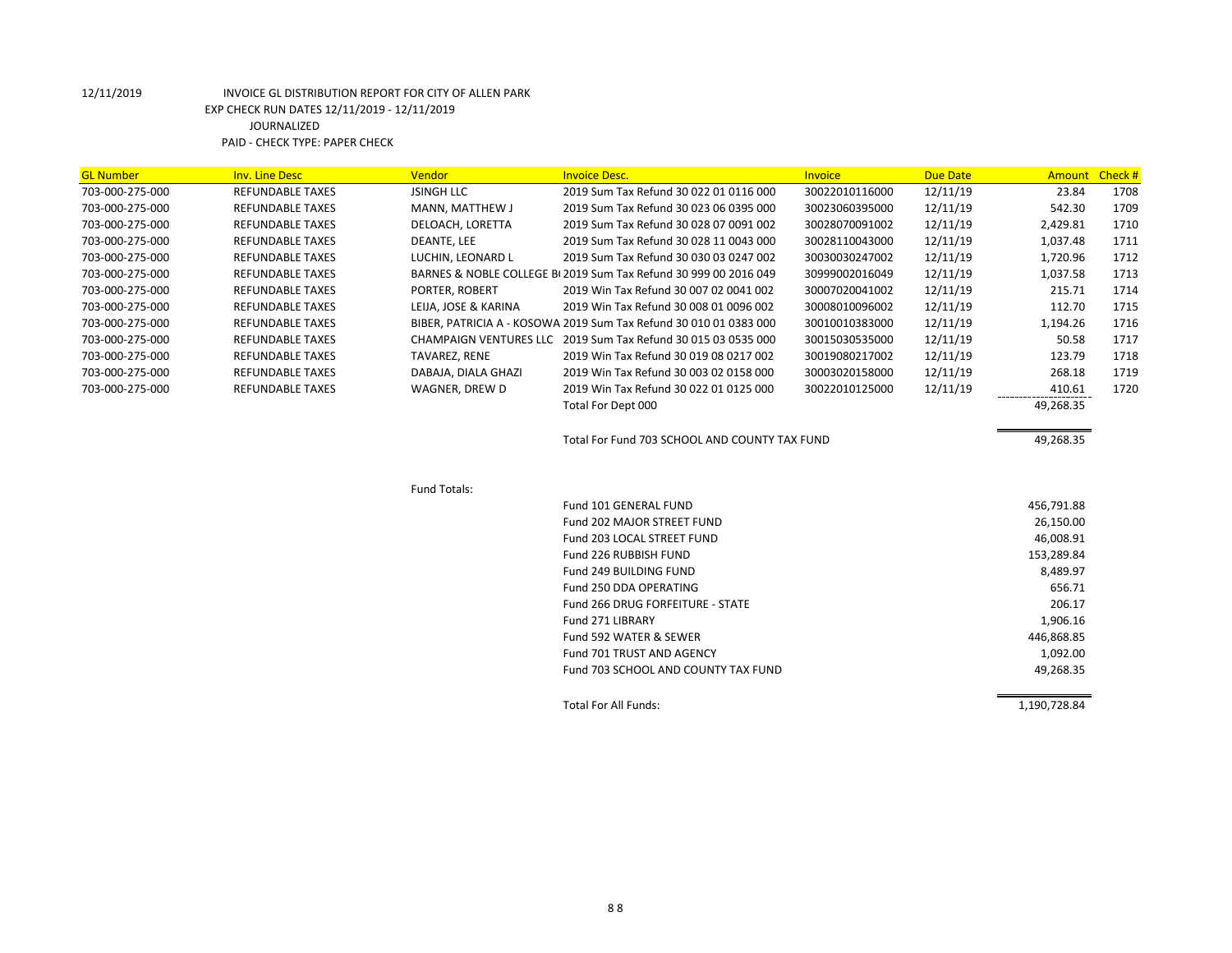12/11/2019 INVOICE GL DISTRIBUTION REPORT FOR CITY OF ALLEN PARK
EXP CHECK RUN DATES 12/11/2019 - 12/11/2019
JOURNALIZED
PAID - CHECK TYPE: PAPER CHECK

| GL Number | Inv. Line Desc | Vendor | Invoice Desc. | Invoice | Due Date | Amount | Check # |
|---|---|---|---|---|---|---|---|
| 703-000-275-000 | REFUNDABLE TAXES | JSINGH LLC | 2019 Sum Tax Refund 30 022 01 0116 000 | 30022010116000 | 12/11/19 | 23.84 | 1708 |
| 703-000-275-000 | REFUNDABLE TAXES | MANN, MATTHEW J | 2019 Sum Tax Refund 30 023 06 0395 000 | 30023060395000 | 12/11/19 | 542.30 | 1709 |
| 703-000-275-000 | REFUNDABLE TAXES | DELOACH, LORETTA | 2019 Sum Tax Refund 30 028 07 0091 002 | 30028070091002 | 12/11/19 | 2,429.81 | 1710 |
| 703-000-275-000 | REFUNDABLE TAXES | DEANTE, LEE | 2019 Sum Tax Refund 30 028 11 0043 000 | 30028110043000 | 12/11/19 | 1,037.48 | 1711 |
| 703-000-275-000 | REFUNDABLE TAXES | LUCHIN, LEONARD L | 2019 Sum Tax Refund 30 030 03 0247 002 | 30030030247002 | 12/11/19 | 1,720.96 | 1712 |
| 703-000-275-000 | REFUNDABLE TAXES | BARNES & NOBLE COLLEGE B( | 2019 Sum Tax Refund 30 999 00 2016 049 | 30999002016049 | 12/11/19 | 1,037.58 | 1713 |
| 703-000-275-000 | REFUNDABLE TAXES | PORTER, ROBERT | 2019 Win Tax Refund 30 007 02 0041 002 | 30007020041002 | 12/11/19 | 215.71 | 1714 |
| 703-000-275-000 | REFUNDABLE TAXES | LEIJA, JOSE & KARINA | 2019 Win Tax Refund 30 008 01 0096 002 | 30008010096002 | 12/11/19 | 112.70 | 1715 |
| 703-000-275-000 | REFUNDABLE TAXES | BIBER, PATRICIA A - KOSOWA | 2019 Sum Tax Refund 30 010 01 0383 000 | 30010010383000 | 12/11/19 | 1,194.26 | 1716 |
| 703-000-275-000 | REFUNDABLE TAXES | CHAMPAIGN VENTURES LLC | 2019 Sum Tax Refund 30 015 03 0535 000 | 30015030535000 | 12/11/19 | 50.58 | 1717 |
| 703-000-275-000 | REFUNDABLE TAXES | TAVAREZ, RENE | 2019 Win Tax Refund 30 019 08 0217 002 | 30019080217002 | 12/11/19 | 123.79 | 1718 |
| 703-000-275-000 | REFUNDABLE TAXES | DABAJA, DIALA GHAZI | 2019 Win Tax Refund 30 003 02 0158 000 | 30003020158000 | 12/11/19 | 268.18 | 1719 |
| 703-000-275-000 | REFUNDABLE TAXES | WAGNER, DREW D | 2019 Win Tax Refund 30 022 01 0125 000 | 30022010125000 | 12/11/19 | 410.61 | 1720 |
| | | | Total For Dept 000 | | | 49,268.35 | |
| | | | Total For Fund 703 SCHOOL AND COUNTY TAX FUND | | | 49,268.35 | |

Fund Totals:

| | |
|---|---|
| Fund 101 GENERAL FUND | 456,791.88 |
| Fund 202 MAJOR STREET FUND | 26,150.00 |
| Fund 203 LOCAL STREET FUND | 46,008.91 |
| Fund 226 RUBBISH FUND | 153,289.84 |
| Fund 249 BUILDING FUND | 8,489.97 |
| Fund 250 DDA OPERATING | 656.71 |
| Fund 266 DRUG FORFEITURE - STATE | 206.17 |
| Fund 271 LIBRARY | 1,906.16 |
| Fund 592 WATER & SEWER | 446,868.85 |
| Fund 701 TRUST AND AGENCY | 1,092.00 |
| Fund 703 SCHOOL AND COUNTY TAX FUND | 49,268.35 |
| Total For All Funds: | 1,190,728.84 |